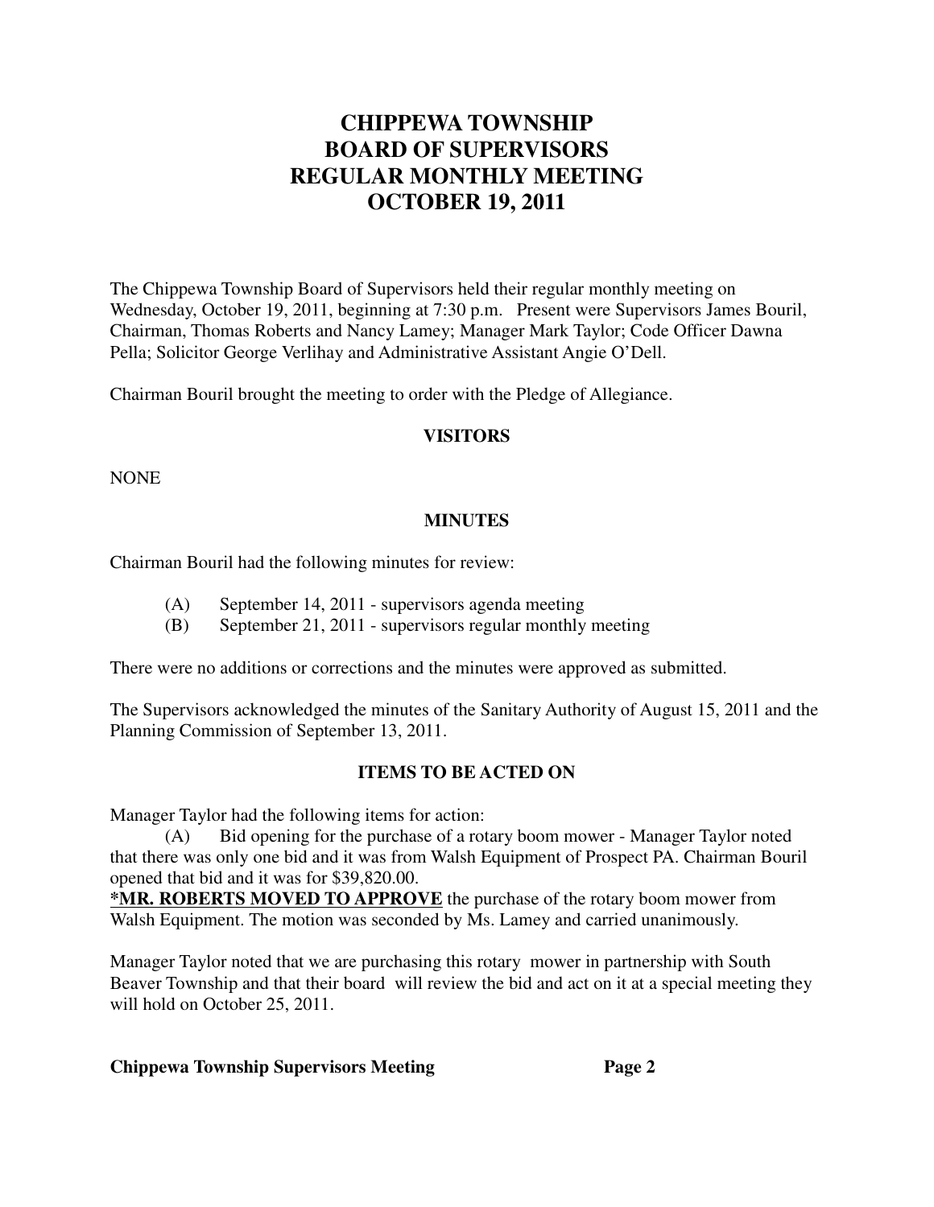# CHIPPEWA TOWNSHIP
# BOARD OF SUPERVISORS
# REGULAR MONTHLY MEETING
# OCTOBER 19, 2011

The Chippewa Township Board of Supervisors held their regular monthly meeting on Wednesday, October 19, 2011, beginning at 7:30 p.m. Present were Supervisors James Bouril, Chairman, Thomas Roberts and Nancy Lamey; Manager Mark Taylor; Code Officer Dawna Pella; Solicitor George Verlihay and Administrative Assistant Angie O'Dell.

Chairman Bouril brought the meeting to order with the Pledge of Allegiance.

## VISITORS

NONE

## MINUTES

Chairman Bouril had the following minutes for review:

(A) September 14, 2011 - supervisors agenda meeting
(B) September 21, 2011 - supervisors regular monthly meeting

There were no additions or corrections and the minutes were approved as submitted.

The Supervisors acknowledged the minutes of the Sanitary Authority of August 15, 2011 and the Planning Commission of September 13, 2011.

## ITEMS TO BE ACTED ON

Manager Taylor had the following items for action:

(A) Bid opening for the purchase of a rotary boom mower - Manager Taylor noted that there was only one bid and it was from Walsh Equipment of Prospect PA. Chairman Bouril opened that bid and it was for $39,820.00.

**\*MR. ROBERTS MOVED TO APPROVE** the purchase of the rotary boom mower from Walsh Equipment. The motion was seconded by Ms. Lamey and carried unanimously.

Manager Taylor noted that we are purchasing this rotary mower in partnership with South Beaver Township and that their board will review the bid and act on it at a special meeting they will hold on October 25, 2011.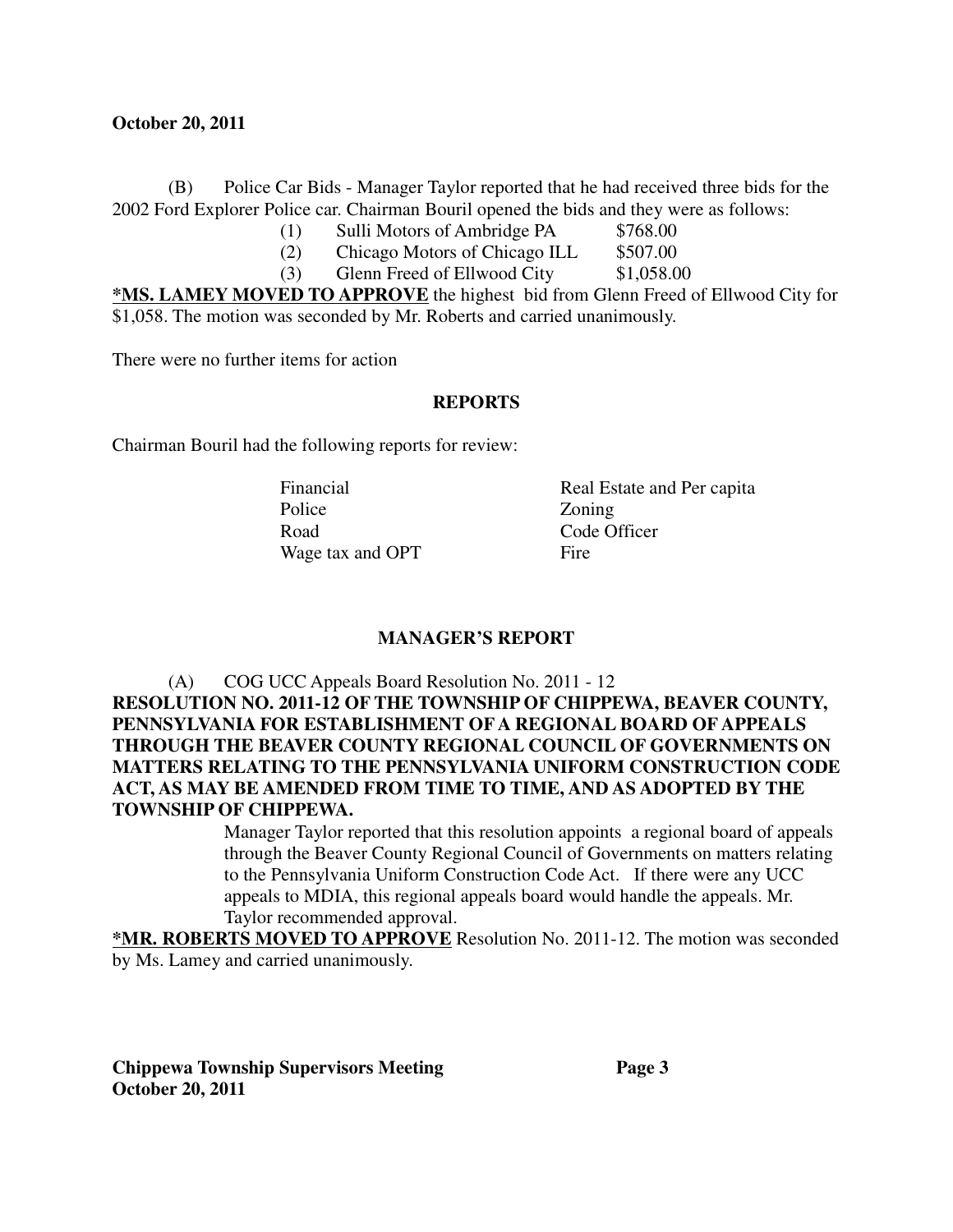(B) Police Car Bids - Manager Taylor reported that he had received three bids for the 2002 Ford Explorer Police car. Chairman Bouril opened the bids and they were as follows:

(1) Sulli Motors of Ambridge PA $768.00
(2) Chicago Motors of Chicago ILL $507.00
(3) Glenn Freed of Ellwood City $1,058.00

**<u>*MS. LAMEY MOVED TO APPROVE</u>** the highest bid from Glenn Freed of Ellwood City for $1,058. The motion was seconded by Mr. Roberts and carried unanimously.

There were no further items for action

## REPORTS

Chairman Bouril had the following reports for review:

| | |
|---|---|
| Financial | Real Estate and Per capita |
| Police | Zoning |
| Road | Code Officer |
| Wage tax and OPT | Fire |

## MANAGER'S REPORT

(A) COG UCC Appeals Board Resolution No. 2011 - 12

**RESOLUTION NO. 2011-12 OF THE TOWNSHIP OF CHIPPEWA, BEAVER COUNTY, PENNSYLVANIA FOR ESTABLISHMENT OF A REGIONAL BOARD OF APPEALS THROUGH THE BEAVER COUNTY REGIONAL COUNCIL OF GOVERNMENTS ON MATTERS RELATING TO THE PENNSYLVANIA UNIFORM CONSTRUCTION CODE ACT, AS MAY BE AMENDED FROM TIME TO TIME, AND AS ADOPTED BY THE TOWNSHIP OF CHIPPEWA.**

Manager Taylor reported that this resolution appoints a regional board of appeals through the Beaver County Regional Council of Governments on matters relating to the Pennsylvania Uniform Construction Code Act. If there were any UCC appeals to MDIA, this regional appeals board would handle the appeals. Mr. Taylor recommended approval.

**<u>*MR. ROBERTS MOVED TO APPROVE</u>** Resolution No. 2011-12. The motion was seconded by Ms. Lamey and carried unanimously.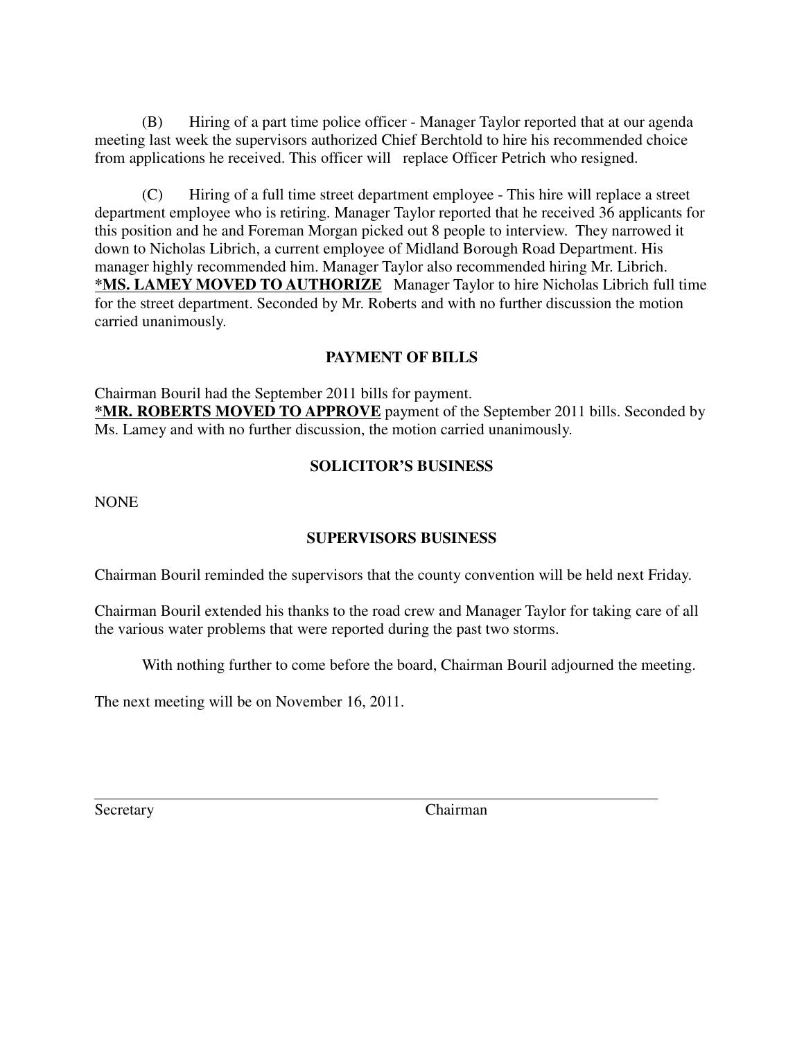(B) Hiring of a part time police officer - Manager Taylor reported that at our agenda meeting last week the supervisors authorized Chief Berchtold to hire his recommended choice from applications he received. This officer will replace Officer Petrich who resigned.

(C) Hiring of a full time street department employee - This hire will replace a street department employee who is retiring. Manager Taylor reported that he received 36 applicants for this position and he and Foreman Morgan picked out 8 people to interview. They narrowed it down to Nicholas Librich, a current employee of Midland Borough Road Department. His manager highly recommended him. Manager Taylor also recommended hiring Mr. Librich. ***MS. LAMEY MOVED TO AUTHORIZE** Manager Taylor to hire Nicholas Librich full time for the street department. Seconded by Mr. Roberts and with no further discussion the motion carried unanimously.

## PAYMENT OF BILLS

Chairman Bouril had the September 2011 bills for payment.
***MR. ROBERTS MOVED TO APPROVE** payment of the September 2011 bills. Seconded by Ms. Lamey and with no further discussion, the motion carried unanimously.

## SOLICITOR'S BUSINESS

NONE

## SUPERVISORS BUSINESS

Chairman Bouril reminded the supervisors that the county convention will be held next Friday.

Chairman Bouril extended his thanks to the road crew and Manager Taylor for taking care of all the various water problems that were reported during the past two storms.

With nothing further to come before the board, Chairman Bouril adjourned the meeting.

The next meeting will be on November 16, 2011.

Secretary　　　　　　　　　　　　　　　　　　Chairman